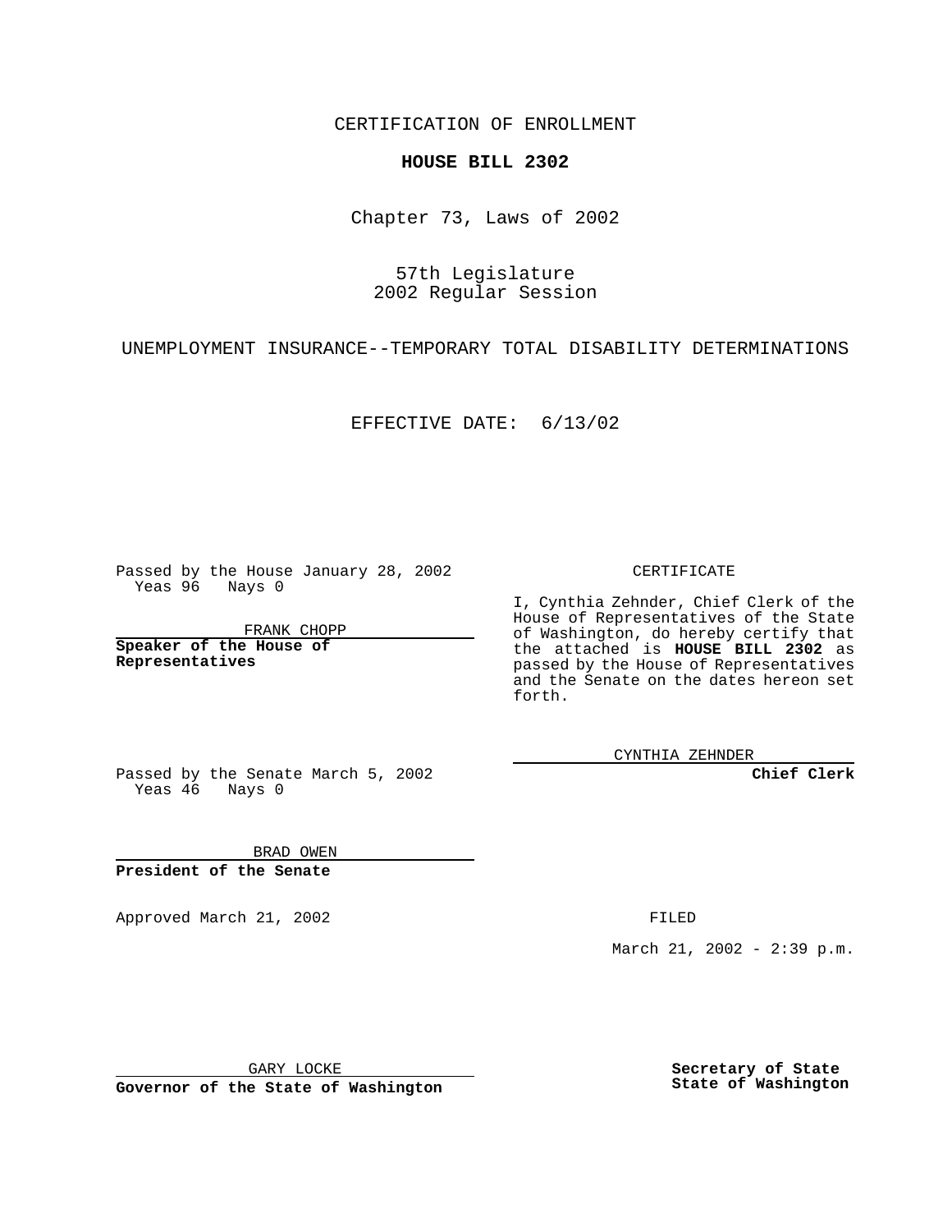CERTIFICATION OF ENROLLMENT

**HOUSE BILL 2302**

Chapter 73, Laws of 2002

57th Legislature
2002 Regular Session

UNEMPLOYMENT INSURANCE--TEMPORARY TOTAL DISABILITY DETERMINATIONS

EFFECTIVE DATE: 6/13/02

Passed by the House January 28, 2002
Yeas 96 Nays 0

FRANK CHOPP

**Speaker of the House of Representatives**

Passed by the Senate March 5, 2002
Yeas 46 Nays 0

BRAD OWEN

**President of the Senate**

CERTIFICATE

I, Cynthia Zehnder, Chief Clerk of the House of Representatives of the State of Washington, do hereby certify that the attached is **HOUSE BILL 2302** as passed by the House of Representatives and the Senate on the dates hereon set forth.

CYNTHIA ZEHNDER

**Chief Clerk**

Approved March 21, 2002

GARY LOCKE

**Governor of the State of Washington**

FILED

March 21, 2002 - 2:39 p.m.

**Secretary of State**
**State of Washington**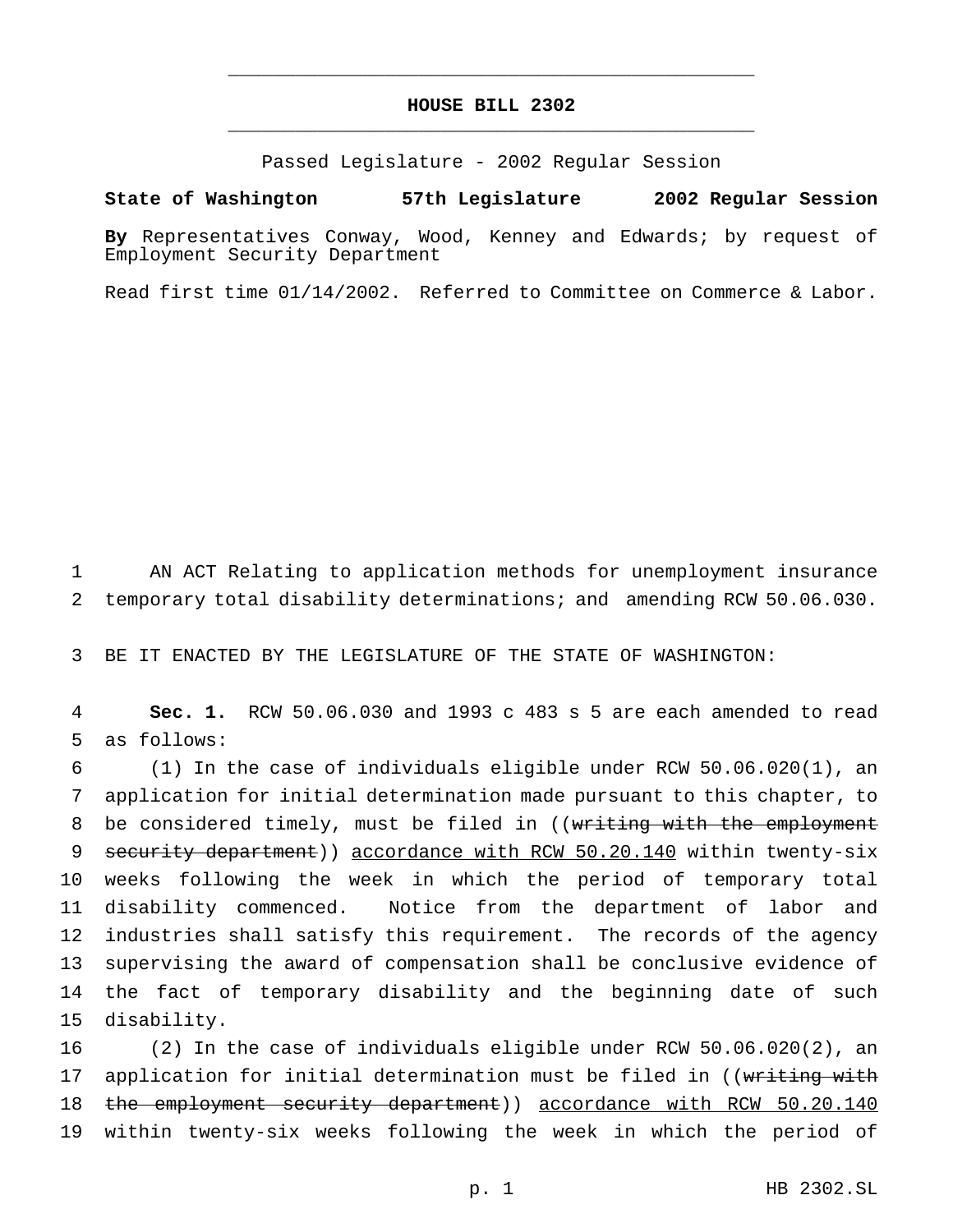# HOUSE BILL 2302

Passed Legislature - 2002 Regular Session

**State of Washington 57th Legislature 2002 Regular Session**

**By** Representatives Conway, Wood, Kenney and Edwards; by request of Employment Security Department

Read first time 01/14/2002. Referred to Committee on Commerce & Labor.

AN ACT Relating to application methods for unemployment insurance temporary total disability determinations; and amending RCW 50.06.030.

BE IT ENACTED BY THE LEGISLATURE OF THE STATE OF WASHINGTON:

**Sec. 1.** RCW 50.06.030 and 1993 c 483 s 5 are each amended to read as follows:

(1) In the case of individuals eligible under RCW 50.06.020(1), an application for initial determination made pursuant to this chapter, to be considered timely, must be filed in ((~~writing with the employment security department~~)) <u>accordance with RCW 50.20.140</u> within twenty-six weeks following the week in which the period of temporary total disability commenced. Notice from the department of labor and industries shall satisfy this requirement. The records of the agency supervising the award of compensation shall be conclusive evidence of the fact of temporary disability and the beginning date of such disability.

(2) In the case of individuals eligible under RCW 50.06.020(2), an application for initial determination must be filed in ((~~writing with the employment security department~~)) <u>accordance with RCW 50.20.140</u> within twenty-six weeks following the week in which the period of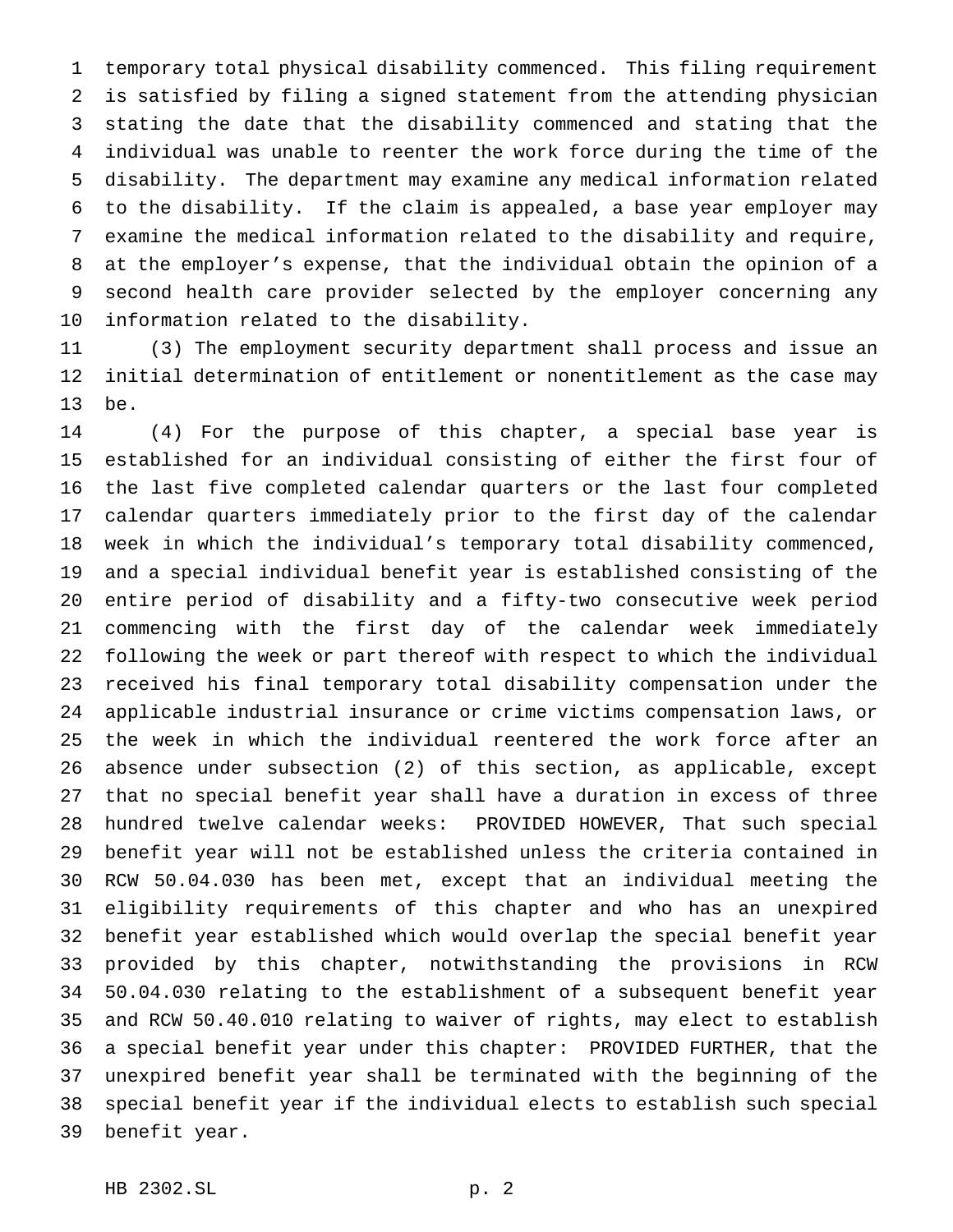temporary total physical disability commenced. This filing requirement is satisfied by filing a signed statement from the attending physician stating the date that the disability commenced and stating that the individual was unable to reenter the work force during the time of the disability. The department may examine any medical information related to the disability. If the claim is appealed, a base year employer may examine the medical information related to the disability and require, at the employer's expense, that the individual obtain the opinion of a second health care provider selected by the employer concerning any information related to the disability.

(3) The employment security department shall process and issue an initial determination of entitlement or nonentitlement as the case may be.

(4) For the purpose of this chapter, a special base year is established for an individual consisting of either the first four of the last five completed calendar quarters or the last four completed calendar quarters immediately prior to the first day of the calendar week in which the individual's temporary total disability commenced, and a special individual benefit year is established consisting of the entire period of disability and a fifty-two consecutive week period commencing with the first day of the calendar week immediately following the week or part thereof with respect to which the individual received his final temporary total disability compensation under the applicable industrial insurance or crime victims compensation laws, or the week in which the individual reentered the work force after an absence under subsection (2) of this section, as applicable, except that no special benefit year shall have a duration in excess of three hundred twelve calendar weeks: PROVIDED HOWEVER, That such special benefit year will not be established unless the criteria contained in RCW 50.04.030 has been met, except that an individual meeting the eligibility requirements of this chapter and who has an unexpired benefit year established which would overlap the special benefit year provided by this chapter, notwithstanding the provisions in RCW 50.04.030 relating to the establishment of a subsequent benefit year and RCW 50.40.010 relating to waiver of rights, may elect to establish a special benefit year under this chapter: PROVIDED FURTHER, that the unexpired benefit year shall be terminated with the beginning of the special benefit year if the individual elects to establish such special benefit year.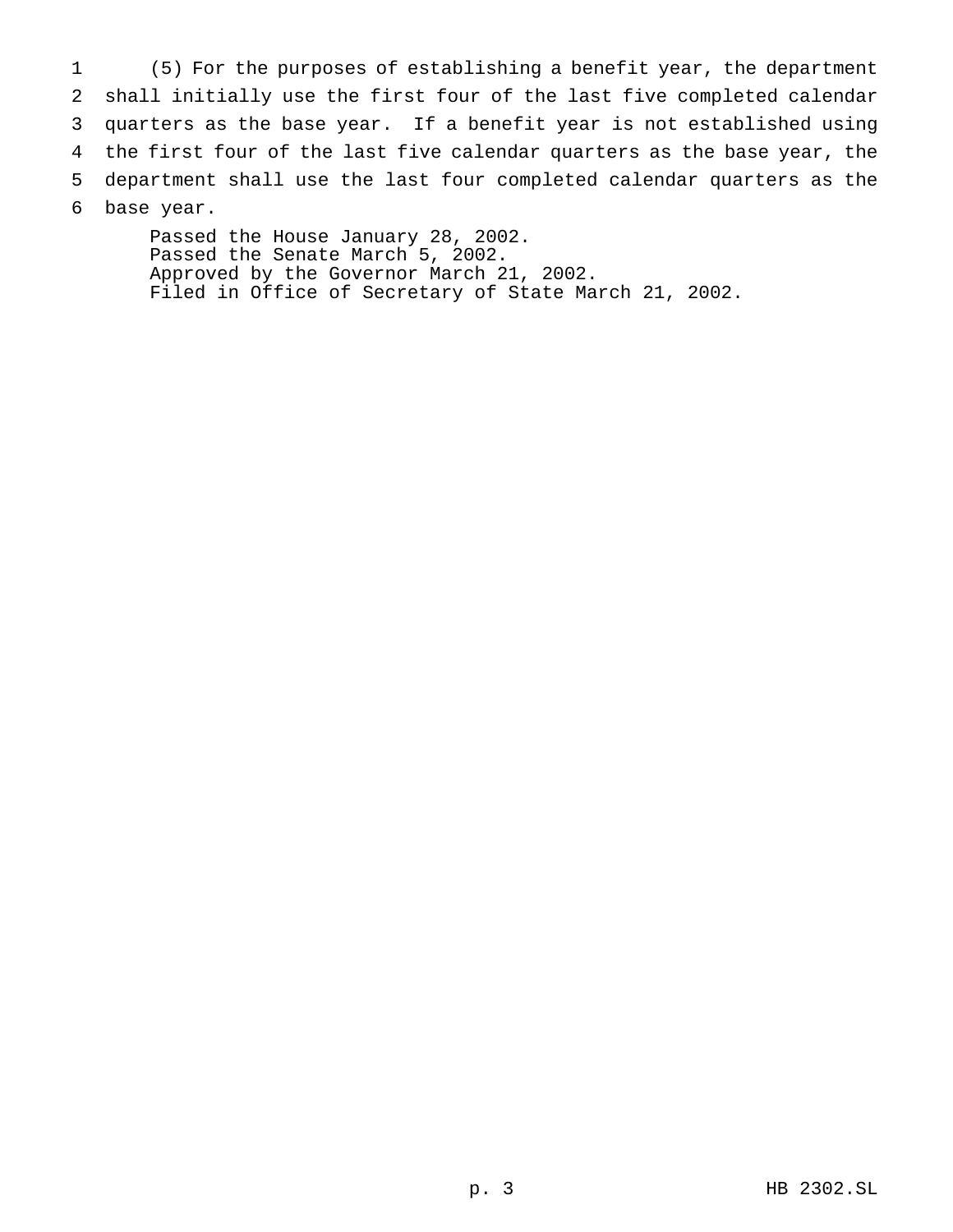(5) For the purposes of establishing a benefit year, the department shall initially use the first four of the last five completed calendar quarters as the base year. If a benefit year is not established using the first four of the last five calendar quarters as the base year, the department shall use the last four completed calendar quarters as the base year.

Passed the House January 28, 2002.
Passed the Senate March 5, 2002.
Approved by the Governor March 21, 2002.
Filed in Office of Secretary of State March 21, 2002.